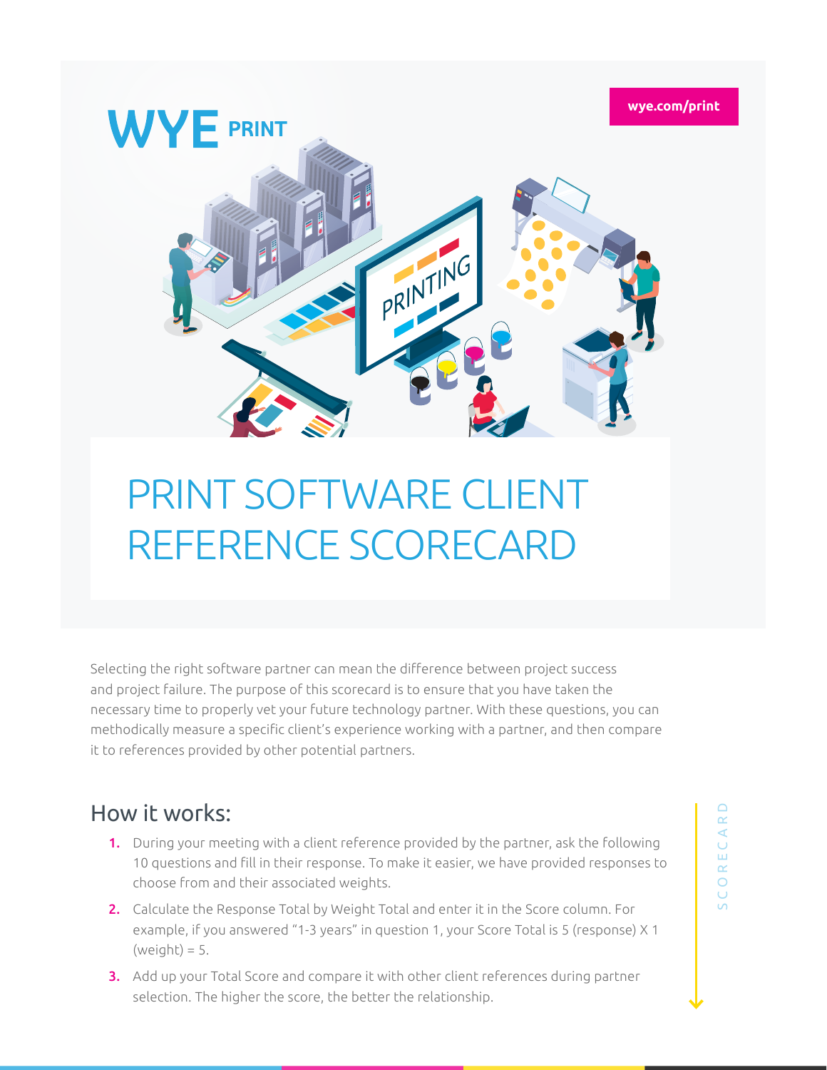WYE PRINT

wye.com/print

# PRINT SOFTWARE CLIENT REFERENCE SCORECARD

Selecting the right software partner can mean the difference between project success and project failure. The purpose of this scorecard is to ensure that you have taken the necessary time to properly vet your future technology partner. With these questions, you can methodically measure a specific client's experience working with a partner, and then compare it to references provided by other potential partners.

## How it works:

1. During your meeting with a client reference provided by the partner, ask the following 10 questions and fill in their response. To make it easier, we have provided responses to choose from and their associated weights.
2. Calculate the Response Total by Weight Total and enter it in the Score column. For example, if you answered "1-3 years" in question 1, your Score Total is 5 (response) X 1 (weight) = 5.
3. Add up your Total Score and compare it with other client references during partner selection. The higher the score, the better the relationship.

SCORECARD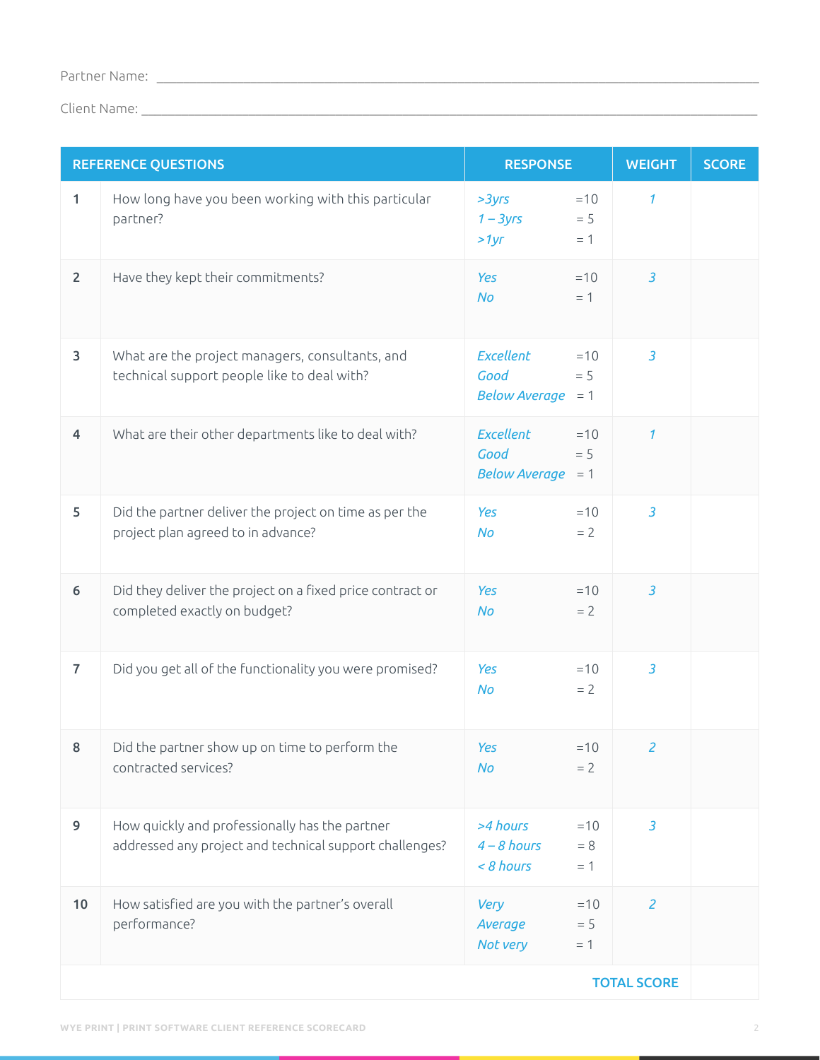Partner Name: ___________________________________________

Client Name: ___________________________________________

| | REFERENCE QUESTIONS | RESPONSE | WEIGHT | SCORE |
|---|---|---|---|---|
| 1 | How long have you been working with this particular partner? | *>3yrs* =10<br>*1 – 3yrs* = 5<br>*>1yr* = 1 | *1* | |
| 2 | Have they kept their commitments? | *Yes* =10<br>*No* = 1 | *3* | |
| 3 | What are the project managers, consultants, and technical support people like to deal with? | *Excellent* =10<br>*Good* = 5<br>*Below Average* = 1 | *3* | |
| 4 | What are their other departments like to deal with? | *Excellent* =10<br>*Good* = 5<br>*Below Average* = 1 | *1* | |
| 5 | Did the partner deliver the project on time as per the project plan agreed to in advance? | *Yes* =10<br>*No* = 2 | *3* | |
| 6 | Did they deliver the project on a fixed price contract or completed exactly on budget? | *Yes* =10<br>*No* = 2 | *3* | |
| 7 | Did you get all of the functionality you were promised? | *Yes* =10<br>*No* = 2 | *3* | |
| 8 | Did the partner show up on time to perform the contracted services? | *Yes* =10<br>*No* = 2 | *2* | |
| 9 | How quickly and professionally has the partner addressed any project and technical support challenges? | *>4 hours* =10<br>*4 – 8 hours* = 8<br>*< 8 hours* = 1 | *3* | |
| 10 | How satisfied are you with the partner's overall performance? | *Very* =10<br>*Average* = 5<br>*Not very* = 1 | *2* | |
| | | | **TOTAL SCORE** | |